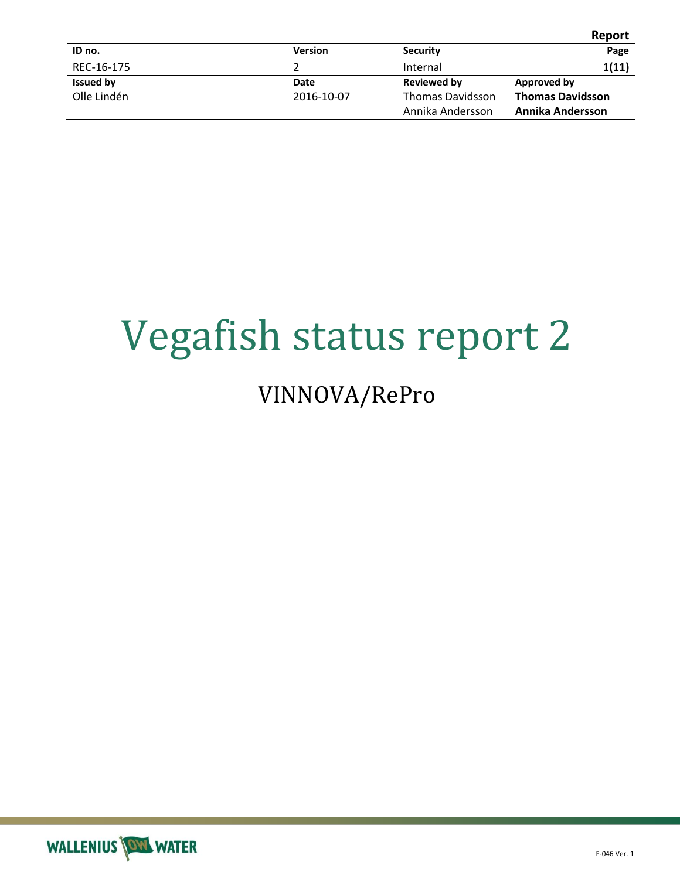**Report**

| ID no. | Version | Security | Page |
|---|---|---|---|
| REC-16-175 | 2 | Internal | 1(11) |
| **Issued by** | **Date** | **Reviewed by** | **Approved by** |
| Olle Lindén | 2016-10-07 | Thomas Davidsson<br>Annika Andersson | **Thomas Davidsson**<br>**Annika Andersson** |

# Vegafish status report 2

## VINNOVA/RePro

F-046 Ver. 1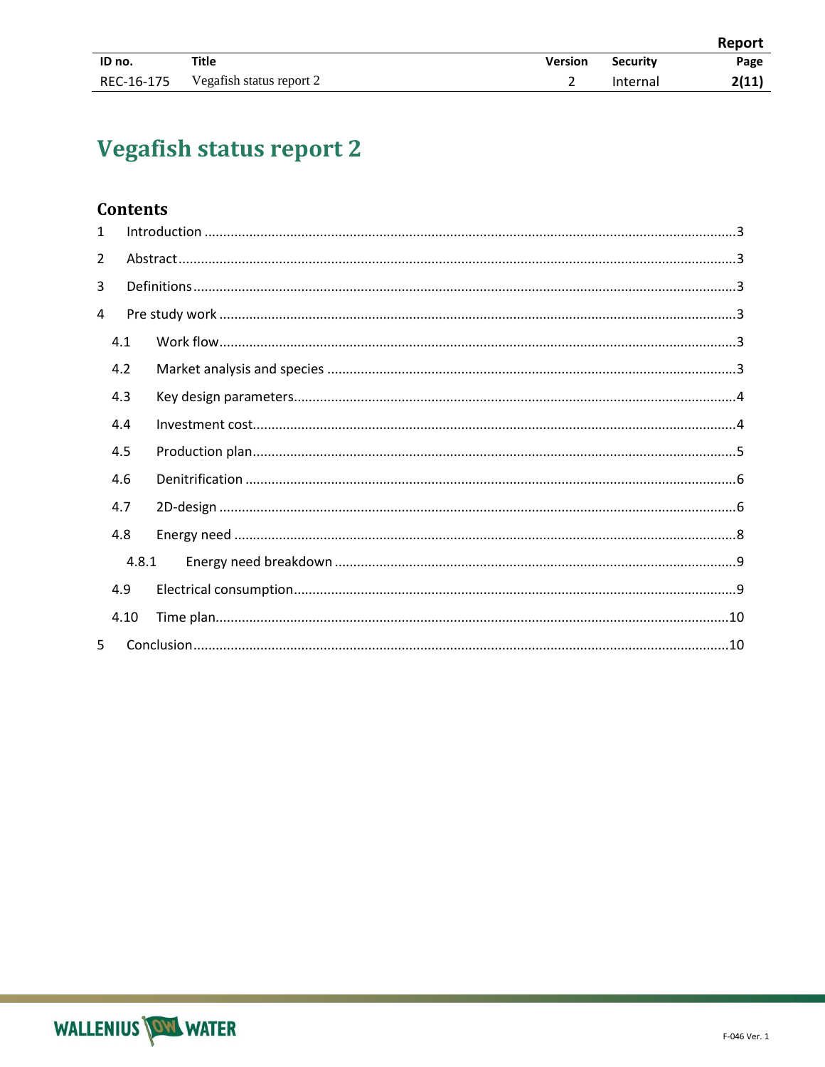# Vegafish status report 2

## Contents

1 Introduction ..... 3

2 Abstract ..... 3

3 Definitions ..... 3

4 Pre study work ..... 3

- 4.1 Work flow ..... 3
- 4.2 Market analysis and species ..... 3
- 4.3 Key design parameters ..... 4
- 4.4 Investment cost ..... 4
- 4.5 Production plan ..... 5
- 4.6 Denitrification ..... 6
- 4.7 2D-design ..... 6
- 4.8 Energy need ..... 8
  - 4.8.1 Energy need breakdown ..... 9
- 4.9 Electrical consumption ..... 9
- 4.10 Time plan ..... 10

5 Conclusion ..... 10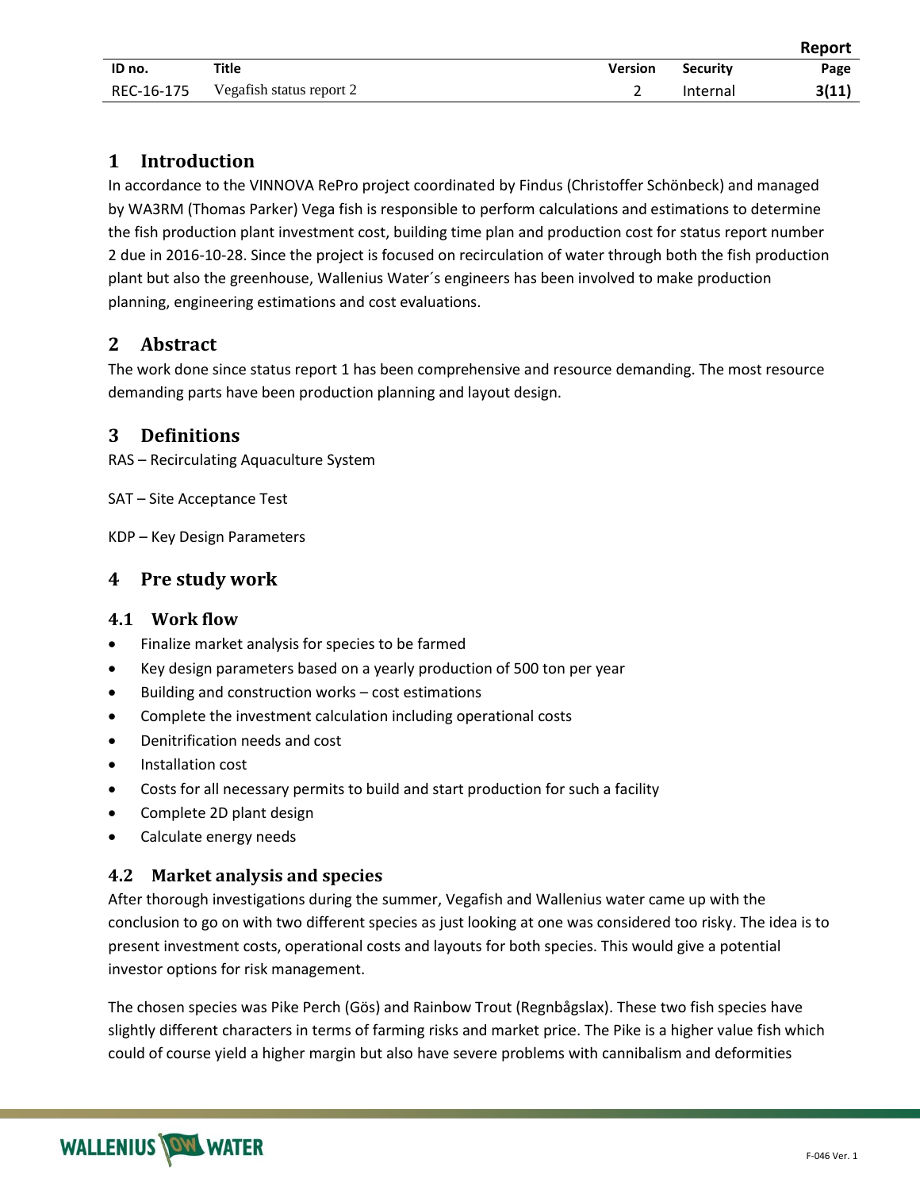# 1 Introduction

In accordance to the VINNOVA RePro project coordinated by Findus (Christoffer Schönbeck) and managed by WA3RM (Thomas Parker) Vega fish is responsible to perform calculations and estimations to determine the fish production plant investment cost, building time plan and production cost for status report number 2 due in 2016-10-28. Since the project is focused on recirculation of water through both the fish production plant but also the greenhouse, Wallenius Water´s engineers has been involved to make production planning, engineering estimations and cost evaluations.

# 2 Abstract

The work done since status report 1 has been comprehensive and resource demanding. The most resource demanding parts have been production planning and layout design.

# 3 Definitions

RAS – Recirculating Aquaculture System

SAT – Site Acceptance Test

KDP – Key Design Parameters

# 4 Pre study work

## 4.1 Work flow

- Finalize market analysis for species to be farmed
- Key design parameters based on a yearly production of 500 ton per year
- Building and construction works – cost estimations
- Complete the investment calculation including operational costs
- Denitrification needs and cost
- Installation cost
- Costs for all necessary permits to build and start production for such a facility
- Complete 2D plant design
- Calculate energy needs

## 4.2 Market analysis and species

After thorough investigations during the summer, Vegafish and Wallenius water came up with the conclusion to go on with two different species as just looking at one was considered too risky. The idea is to present investment costs, operational costs and layouts for both species. This would give a potential investor options for risk management.

The chosen species was Pike Perch (Gös) and Rainbow Trout (Regnbågslax). These two fish species have slightly different characters in terms of farming risks and market price. The Pike is a higher value fish which could of course yield a higher margin but also have severe problems with cannibalism and deformities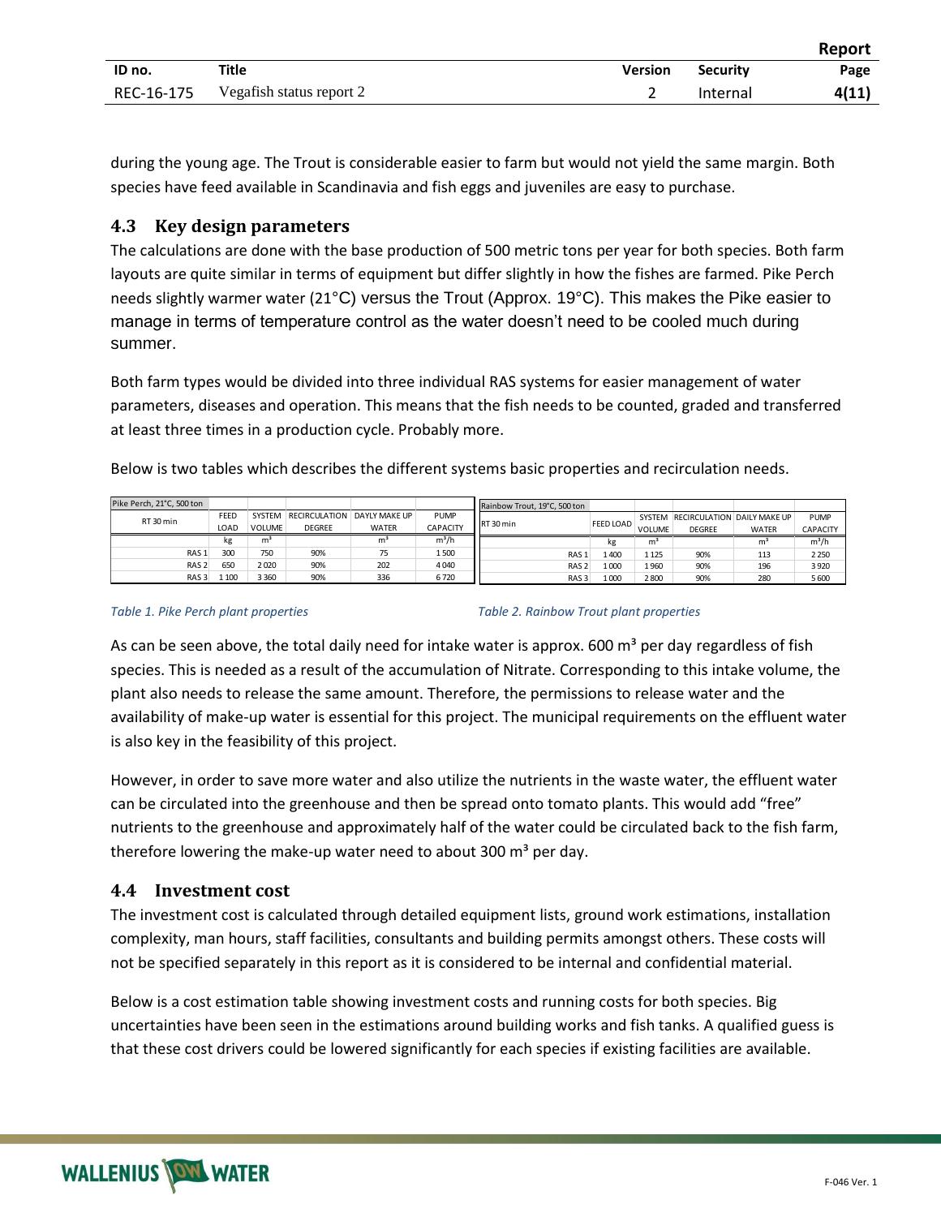during the young age. The Trout is considerable easier to farm but would not yield the same margin. Both species have feed available in Scandinavia and fish eggs and juveniles are easy to purchase.

### 4.3 Key design parameters

The calculations are done with the base production of 500 metric tons per year for both species. Both farm layouts are quite similar in terms of equipment but differ slightly in how the fishes are farmed. Pike Perch needs slightly warmer water (21°C) versus the Trout (Approx. 19°C). This makes the Pike easier to manage in terms of temperature control as the water doesn't need to be cooled much during summer.

Both farm types would be divided into three individual RAS systems for easier management of water parameters, diseases and operation. This means that the fish needs to be counted, graded and transferred at least three times in a production cycle. Probably more.

Below is two tables which describes the different systems basic properties and recirculation needs.

| Pike Perch, 21°C, 500 ton | | | | | |
|---|---|---|---|---|---|
| RT 30 min | FEED LOAD | SYSTEM VOLUME | RECIRCULATION DEGREE | DAYLY MAKE UP WATER | PUMP CAPACITY |
| | kg | m³ | | m³ | m³/h |
| RAS 1 | 300 | 750 | 90% | 75 | 1 500 |
| RAS 2 | 650 | 2 020 | 90% | 202 | 4 040 |
| RAS 3 | 1 100 | 3 360 | 90% | 336 | 6 720 |

*Table 1. Pike Perch plant properties*

| Rainbow Trout, 19°C, 500 ton | | | | | |
|---|---|---|---|---|---|
| RT 30 min | FEED LOAD | SYSTEM VOLUME | RECIRCULATION DEGREE | DAYLY MAKE UP WATER | PUMP CAPACITY |
| | kg | m³ | | m³ | m³/h |
| RAS 1 | 1 400 | 1 125 | 90% | 113 | 2 250 |
| RAS 2 | 1 000 | 1 960 | 90% | 196 | 3 920 |
| RAS 3 | 1 000 | 2 800 | 90% | 280 | 5 600 |

*Table 2. Rainbow Trout plant properties*

As can be seen above, the total daily need for intake water is approx. 600 m³ per day regardless of fish species. This is needed as a result of the accumulation of Nitrate. Corresponding to this intake volume, the plant also needs to release the same amount. Therefore, the permissions to release water and the availability of make-up water is essential for this project. The municipal requirements on the effluent water is also key in the feasibility of this project.

However, in order to save more water and also utilize the nutrients in the waste water, the effluent water can be circulated into the greenhouse and then be spread onto tomato plants. This would add "free" nutrients to the greenhouse and approximately half of the water could be circulated back to the fish farm, therefore lowering the make-up water need to about 300 m³ per day.

### 4.4 Investment cost

The investment cost is calculated through detailed equipment lists, ground work estimations, installation complexity, man hours, staff facilities, consultants and building permits amongst others. These costs will not be specified separately in this report as it is considered to be internal and confidential material.

Below is a cost estimation table showing investment costs and running costs for both species. Big uncertainties have been seen in the estimations around building works and fish tanks. A qualified guess is that these cost drivers could be lowered significantly for each species if existing facilities are available.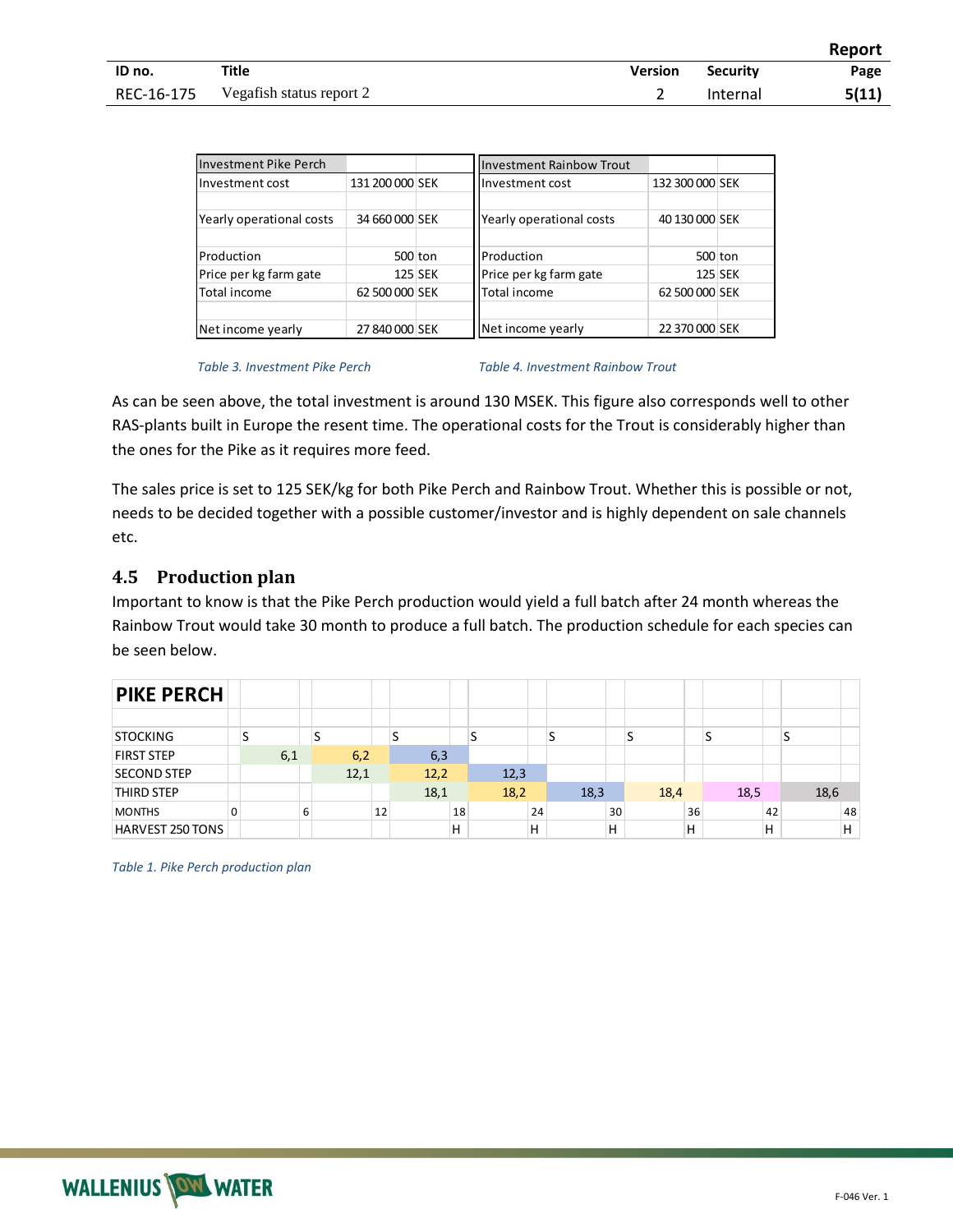| Investment Pike Perch | | |
|---|---|---|
| Investment cost | 131 200 000 | SEK |
| | | |
| Yearly operational costs | 34 660 000 | SEK |
| | | |
| Production | 500 | ton |
| Price per kg farm gate | 125 | SEK |
| Total income | 62 500 000 | SEK |
| | | |
| Net income yearly | 27 840 000 | SEK |

*Table 3. Investment Pike Perch*

| Investment Rainbow Trout | | |
|---|---|---|
| Investment cost | 132 300 000 | SEK |
| | | |
| Yearly operational costs | 40 130 000 | SEK |
| | | |
| Production | 500 | ton |
| Price per kg farm gate | 125 | SEK |
| Total income | 62 500 000 | SEK |
| | | |
| Net income yearly | 22 370 000 | SEK |

*Table 4. Investment Rainbow Trout*

As can be seen above, the total investment is around 130 MSEK. This figure also corresponds well to other RAS-plants built in Europe the resent time. The operational costs for the Trout is considerably higher than the ones for the Pike as it requires more feed.

The sales price is set to 125 SEK/kg for both Pike Perch and Rainbow Trout. Whether this is possible or not, needs to be decided together with a possible customer/investor and is highly dependent on sale channels etc.

## 4.5 Production plan

Important to know is that the Pike Perch production would yield a full batch after 24 month whereas the Rainbow Trout would take 30 month to produce a full batch. The production schedule for each species can be seen below.

| PIKE PERCH | | | | | | | | | |
|---|---|---|---|---|---|---|---|---|---|
| STOCKING | | S | S | S | S | S | S | S | S |
| FIRST STEP | | 6,1 | 6,2 | 6,3 | | | | | |
| SECOND STEP | | | 12,1 | 12,2 | 12,3 | | | | |
| THIRD STEP | | | | 18,1 | 18,2 | 18,3 | 18,4 | 18,5 | 18,6 |
| MONTHS | 0 | 6 | 12 | 18 | 24 | 30 | 36 | 42 | 48 |
| HARVEST 250 TONS | | | | H | H | H | H | H | H |

*Table 1. Pike Perch production plan*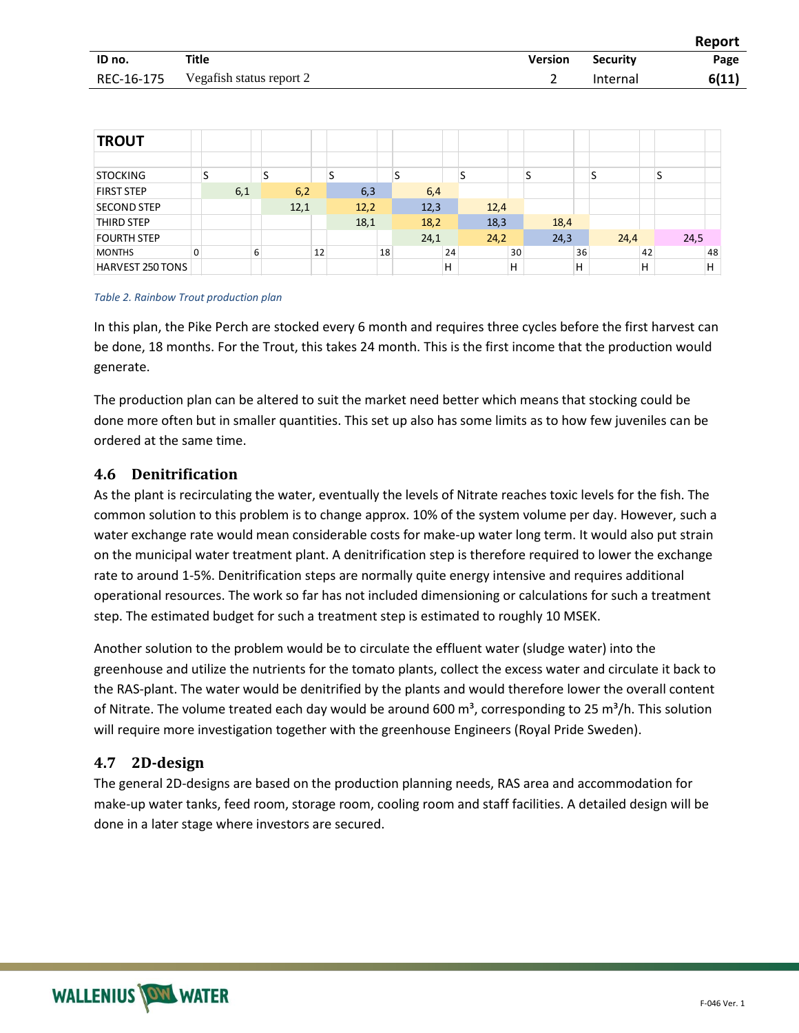| TROUT | | | | | | | | |
|---|---|---|---|---|---|---|---|---|
| STOCKING | S | S | S | S | S | S | S | S |
| FIRST STEP | 6,1 | 6,2 | 6,3 | 6,4 | | | | |
| SECOND STEP | | 12,1 | 12,2 | 12,3 | 12,4 | | | |
| THIRD STEP | | | 18,1 | 18,2 | 18,3 | 18,4 | | |
| FOURTH STEP | | | | 24,1 | 24,2 | 24,3 | 24,4 | 24,5 |
| MONTHS | 0 6 | 12 | 18 | 24 | 30 | 36 | 42 | 48 |
| HARVEST 250 TONS | | | | H | H | H | H | H |

*Table 2. Rainbow Trout production plan*

In this plan, the Pike Perch are stocked every 6 month and requires three cycles before the first harvest can be done, 18 months. For the Trout, this takes 24 month. This is the first income that the production would generate.

The production plan can be altered to suit the market need better which means that stocking could be done more often but in smaller quantities. This set up also has some limits as to how few juveniles can be ordered at the same time.

## 4.6 Denitrification

As the plant is recirculating the water, eventually the levels of Nitrate reaches toxic levels for the fish. The common solution to this problem is to change approx. 10% of the system volume per day. However, such a water exchange rate would mean considerable costs for make-up water long term. It would also put strain on the municipal water treatment plant. A denitrification step is therefore required to lower the exchange rate to around 1-5%. Denitrification steps are normally quite energy intensive and requires additional operational resources. The work so far has not included dimensioning or calculations for such a treatment step. The estimated budget for such a treatment step is estimated to roughly 10 MSEK.

Another solution to the problem would be to circulate the effluent water (sludge water) into the greenhouse and utilize the nutrients for the tomato plants, collect the excess water and circulate it back to the RAS-plant. The water would be denitrified by the plants and would therefore lower the overall content of Nitrate. The volume treated each day would be around 600 $m^3$, corresponding to 25 $m^3/h$. This solution will require more investigation together with the greenhouse Engineers (Royal Pride Sweden).

## 4.7 2D-design

The general 2D-designs are based on the production planning needs, RAS area and accommodation for make-up water tanks, feed room, storage room, cooling room and staff facilities. A detailed design will be done in a later stage where investors are secured.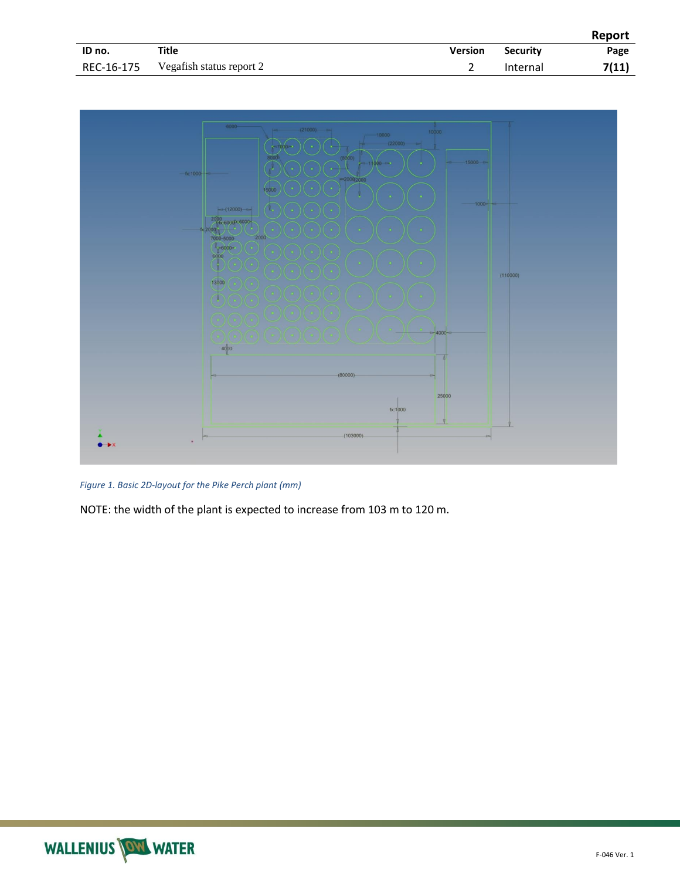Figure 1. Basic 2D-layout for the Pike Perch plant (mm)

NOTE: the width of the plant is expected to increase from 103 m to 120 m.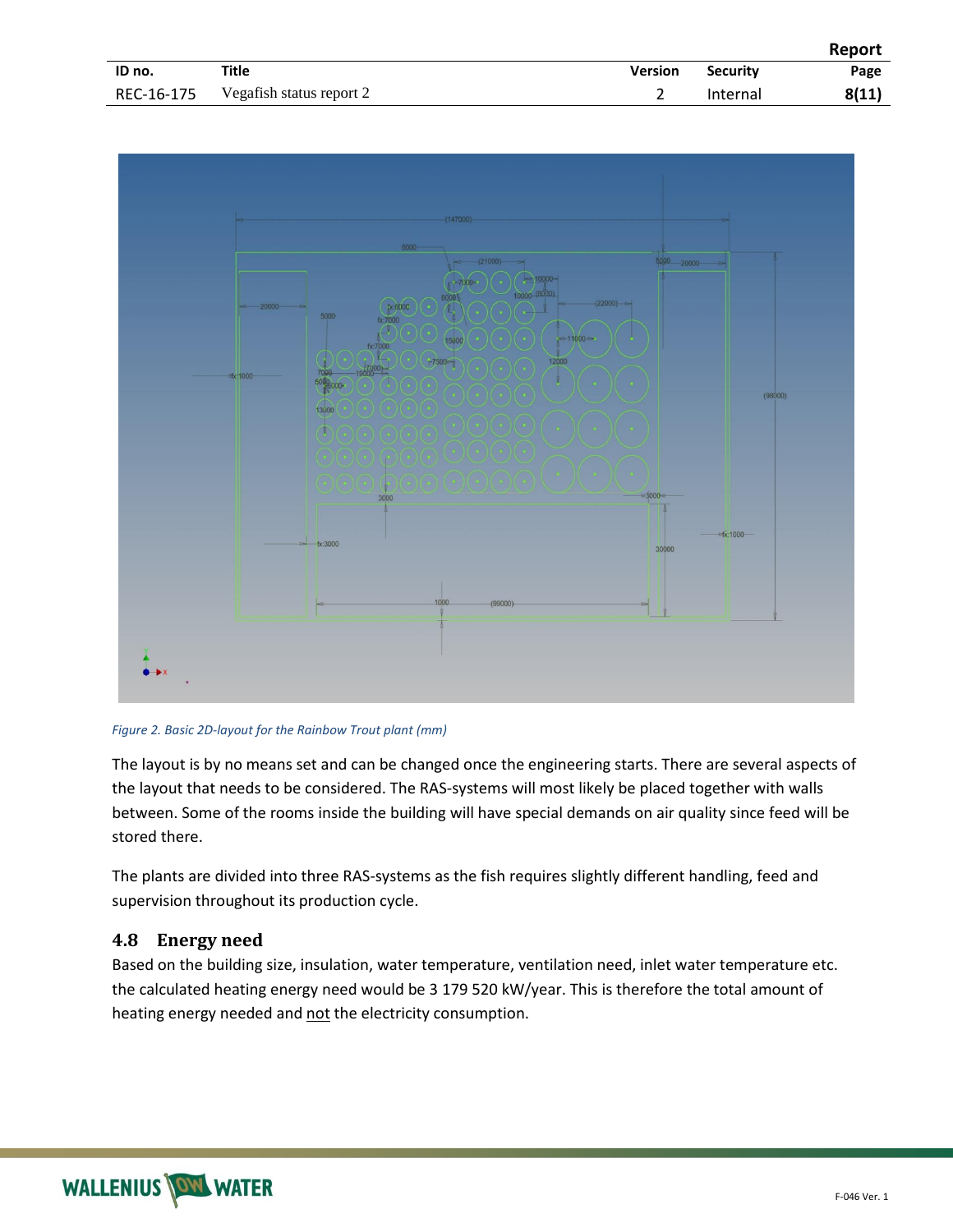*Figure 2. Basic 2D-layout for the Rainbow Trout plant (mm)*

The layout is by no means set and can be changed once the engineering starts. There are several aspects of the layout that needs to be considered. The RAS-systems will most likely be placed together with walls between. Some of the rooms inside the building will have special demands on air quality since feed will be stored there.

The plants are divided into three RAS-systems as the fish requires slightly different handling, feed and supervision throughout its production cycle.

## 4.8 Energy need

Based on the building size, insulation, water temperature, ventilation need, inlet water temperature etc. the calculated heating energy need would be 3 179 520 kW/year. This is therefore the total amount of heating energy needed and not the electricity consumption.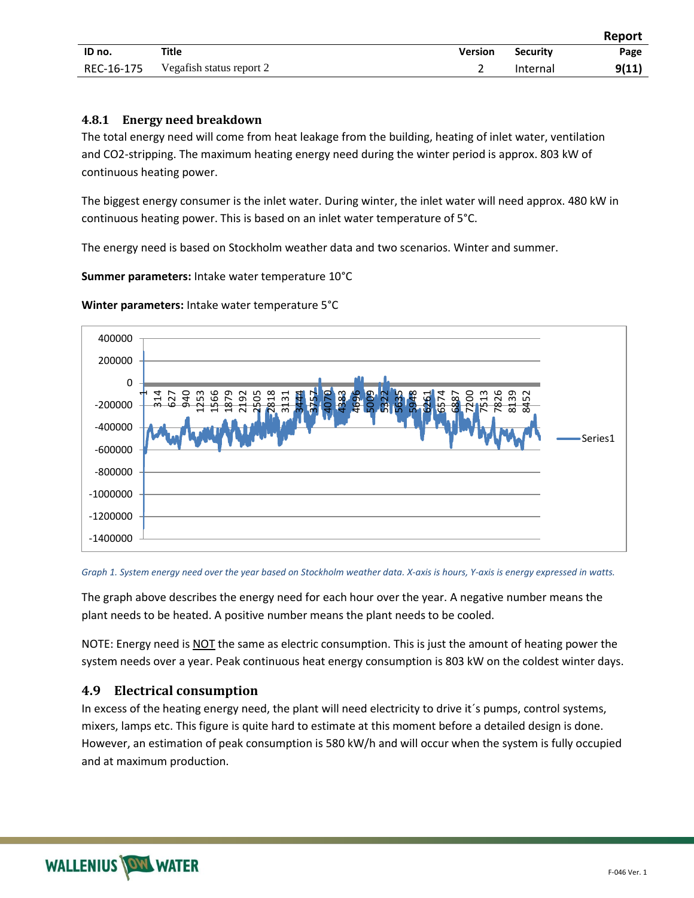### 4.8.1 Energy need breakdown

The total energy need will come from heat leakage from the building, heating of inlet water, ventilation and CO2-stripping. The maximum heating energy need during the winter period is approx. 803 kW of continuous heating power.

The biggest energy consumer is the inlet water. During winter, the inlet water will need approx. 480 kW in continuous heating power. This is based on an inlet water temperature of 5°C.

The energy need is based on Stockholm weather data and two scenarios. Winter and summer.

**Summer parameters:** Intake water temperature 10°C

**Winter parameters:** Intake water temperature 5°C

*Graph 1. System energy need over the year based on Stockholm weather data. X-axis is hours, Y-axis is energy expressed in watts.*

The graph above describes the energy need for each hour over the year. A negative number means the plant needs to be heated. A positive number means the plant needs to be cooled.

NOTE: Energy need is <u>NOT</u> the same as electric consumption. This is just the amount of heating power the system needs over a year. Peak continuous heat energy consumption is 803 kW on the coldest winter days.

## 4.9 Electrical consumption

In excess of the heating energy need, the plant will need electricity to drive it´s pumps, control systems, mixers, lamps etc. This figure is quite hard to estimate at this moment before a detailed design is done. However, an estimation of peak consumption is 580 kW/h and will occur when the system is fully occupied and at maximum production.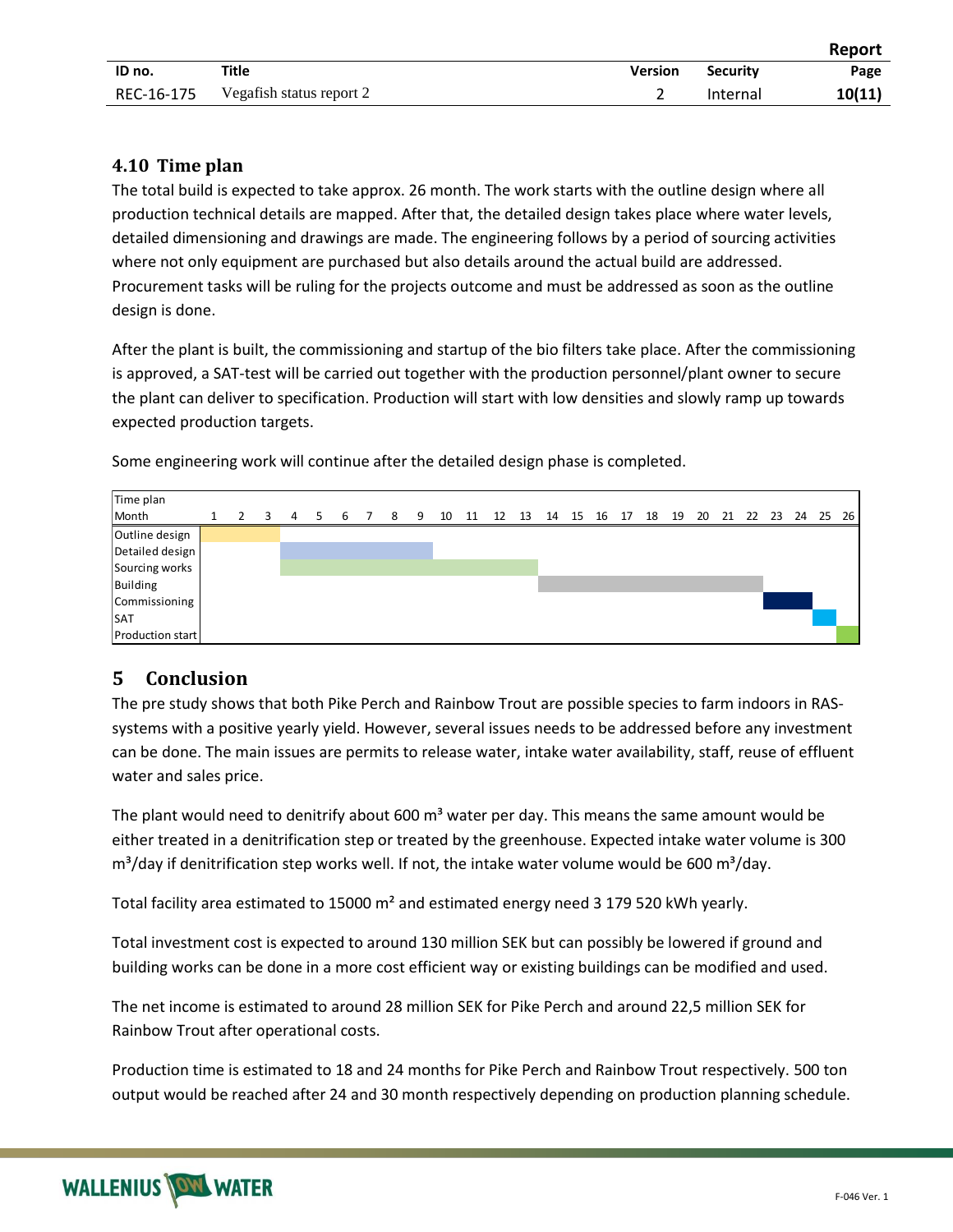### 4.10 Time plan

The total build is expected to take approx. 26 month. The work starts with the outline design where all production technical details are mapped. After that, the detailed design takes place where water levels, detailed dimensioning and drawings are made. The engineering follows by a period of sourcing activities where not only equipment are purchased but also details around the actual build are addressed. Procurement tasks will be ruling for the projects outcome and must be addressed as soon as the outline design is done.

After the plant is built, the commissioning and startup of the bio filters take place. After the commissioning is approved, a SAT-test will be carried out together with the production personnel/plant owner to secure the plant can deliver to specification. Production will start with low densities and slowly ramp up towards expected production targets.

Some engineering work will continue after the detailed design phase is completed.

| Time plan | | | | | | | | | | | | | | | | | | | | | | | | | | |
|---|---|---|---|---|---|---|---|---|---|---|---|---|---|---|---|---|---|---|---|---|---|---|---|---|---|---|
| Month | 1 | 2 | 3 | 4 | 5 | 6 | 7 | 8 | 9 | 10 | 11 | 12 | 13 | 14 | 15 | 16 | 17 | 18 | 19 | 20 | 21 | 22 | 23 | 24 | 25 | 26 |
| Outline design | X | X | X | | | | | | | | | | | | | | | | | | | | | | | |
| Detailed design | | | | X | X | X | X | X | X | | | | | | | | | | | | | | | | | |
| Sourcing works | | | | X | X | X | X | X | X | X | X | X | X | | | | | | | | | | | | | |
| Building | | | | | | | | | | | | | | X | X | X | X | X | X | X | X | X | | | | |
| Commissioning | | | | | | | | | | | | | | | | | | | | | | | X | X | | |
| SAT | | | | | | | | | | | | | | | | | | | | | | | | | X | |
| Production start | | | | | | | | | | | | | | | | | | | | | | | | | | X |

## 5 Conclusion

The pre study shows that both Pike Perch and Rainbow Trout are possible species to farm indoors in RAS-systems with a positive yearly yield. However, several issues needs to be addressed before any investment can be done. The main issues are permits to release water, intake water availability, staff, reuse of effluent water and sales price.

The plant would need to denitrify about 600 m³ water per day. This means the same amount would be either treated in a denitrification step or treated by the greenhouse. Expected intake water volume is 300 m³/day if denitrification step works well. If not, the intake water volume would be 600 m³/day.

Total facility area estimated to 15000 m² and estimated energy need 3 179 520 kWh yearly.

Total investment cost is expected to around 130 million SEK but can possibly be lowered if ground and building works can be done in a more cost efficient way or existing buildings can be modified and used.

The net income is estimated to around 28 million SEK for Pike Perch and around 22,5 million SEK for Rainbow Trout after operational costs.

Production time is estimated to 18 and 24 months for Pike Perch and Rainbow Trout respectively. 500 ton output would be reached after 24 and 30 month respectively depending on production planning schedule.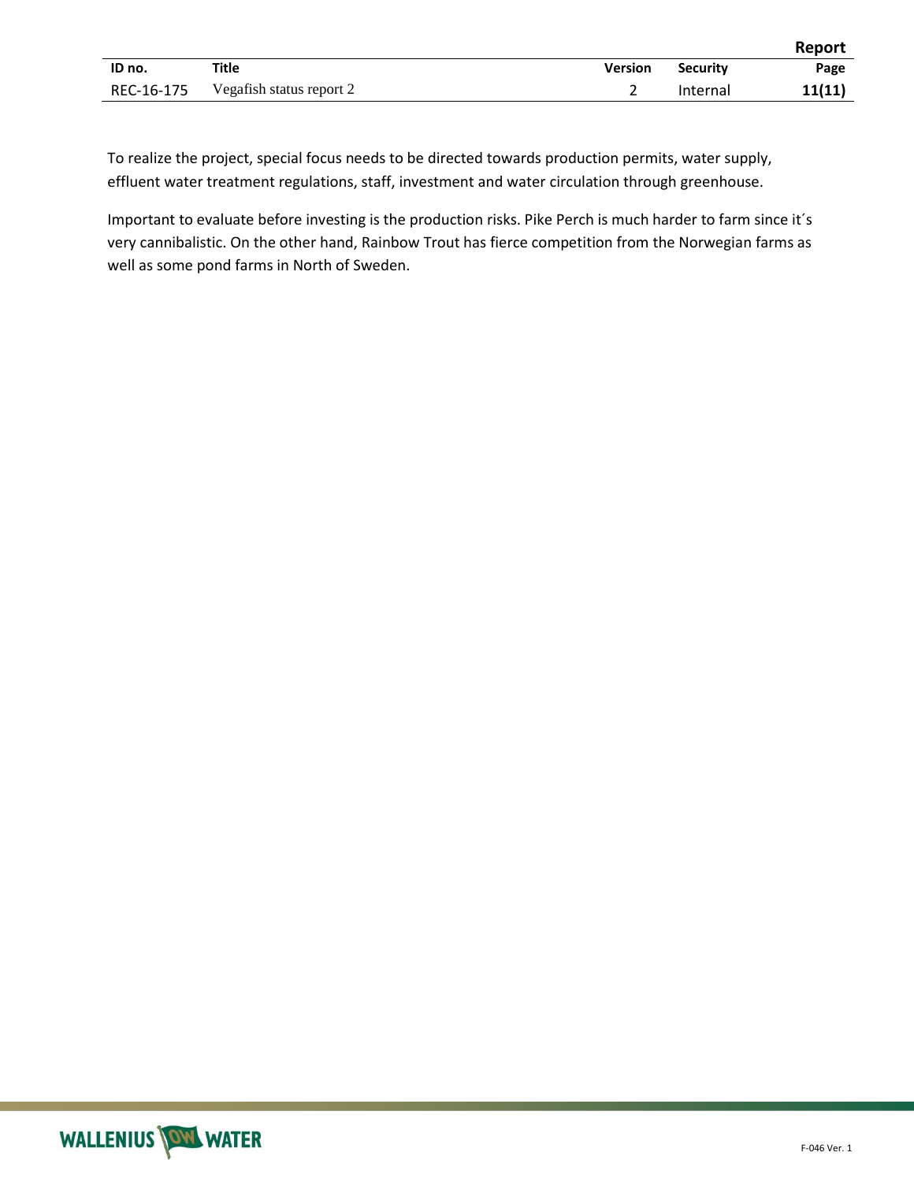To realize the project, special focus needs to be directed towards production permits, water supply, effluent water treatment regulations, staff, investment and water circulation through greenhouse.

Important to evaluate before investing is the production risks. Pike Perch is much harder to farm since it´s very cannibalistic. On the other hand, Rainbow Trout has fierce competition from the Norwegian farms as well as some pond farms in North of Sweden.